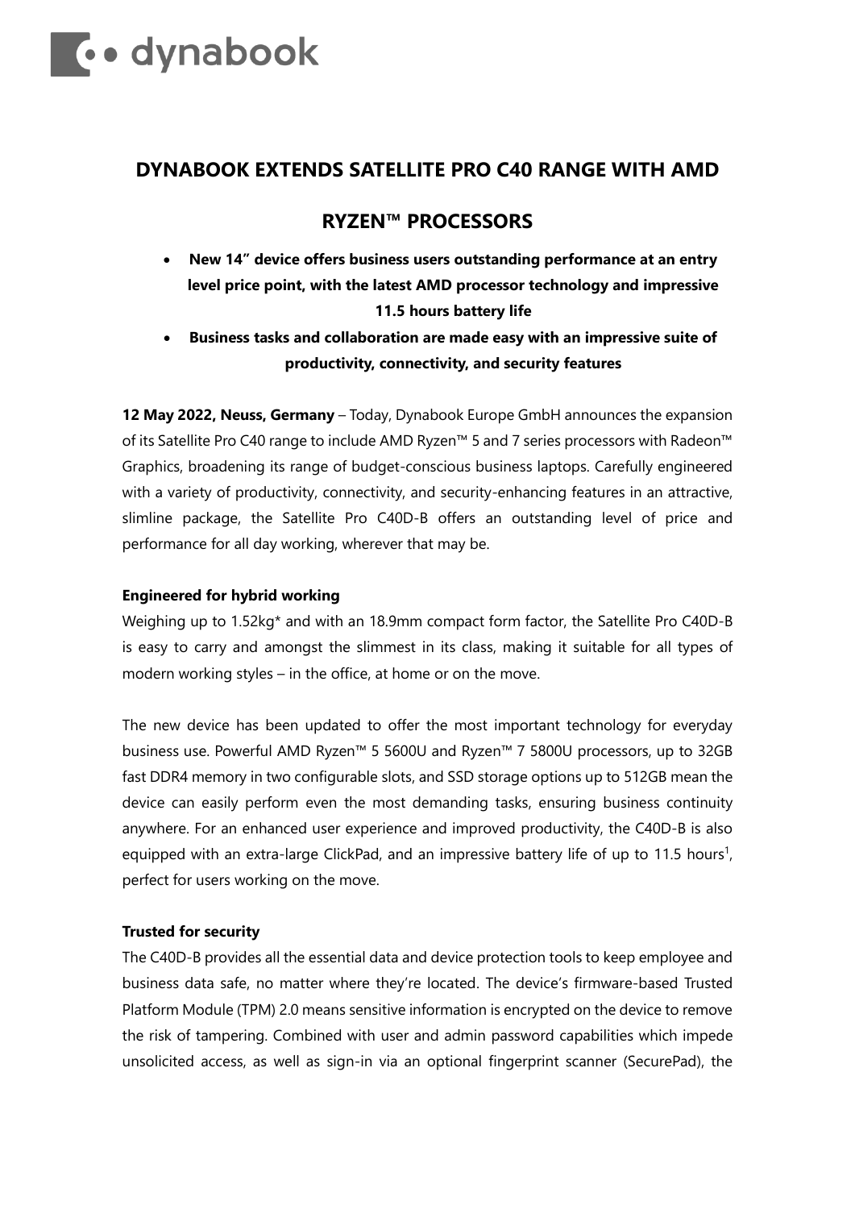# DYNABOOK EXTENDS SATELLITE PRO C40 RANGE WITH AMD RYZEN™ PROCESSORS

- **New 14" device offers business users outstanding performance at an entry level price point, with the latest AMD processor technology and impressive 11.5 hours battery life**
- **Business tasks and collaboration are made easy with an impressive suite of productivity, connectivity, and security features**

**12 May 2022, Neuss, Germany** – Today, Dynabook Europe GmbH announces the expansion of its Satellite Pro C40 range to include AMD Ryzen™ 5 and 7 series processors with Radeon™ Graphics, broadening its range of budget-conscious business laptops. Carefully engineered with a variety of productivity, connectivity, and security-enhancing features in an attractive, slimline package, the Satellite Pro C40D-B offers an outstanding level of price and performance for all day working, wherever that may be.

**Engineered for hybrid working**

Weighing up to 1.52kg* and with an 18.9mm compact form factor, the Satellite Pro C40D-B is easy to carry and amongst the slimmest in its class, making it suitable for all types of modern working styles – in the office, at home or on the move.

The new device has been updated to offer the most important technology for everyday business use. Powerful AMD Ryzen™ 5 5600U and Ryzen™ 7 5800U processors, up to 32GB fast DDR4 memory in two configurable slots, and SSD storage options up to 512GB mean the device can easily perform even the most demanding tasks, ensuring business continuity anywhere. For an enhanced user experience and improved productivity, the C40D-B is also equipped with an extra-large ClickPad, and an impressive battery life of up to 11.5 hours[1], perfect for users working on the move.

**Trusted for security**

The C40D-B provides all the essential data and device protection tools to keep employee and business data safe, no matter where they're located. The device's firmware-based Trusted Platform Module (TPM) 2.0 means sensitive information is encrypted on the device to remove the risk of tampering. Combined with user and admin password capabilities which impede unsolicited access, as well as sign-in via an optional fingerprint scanner (SecurePad), the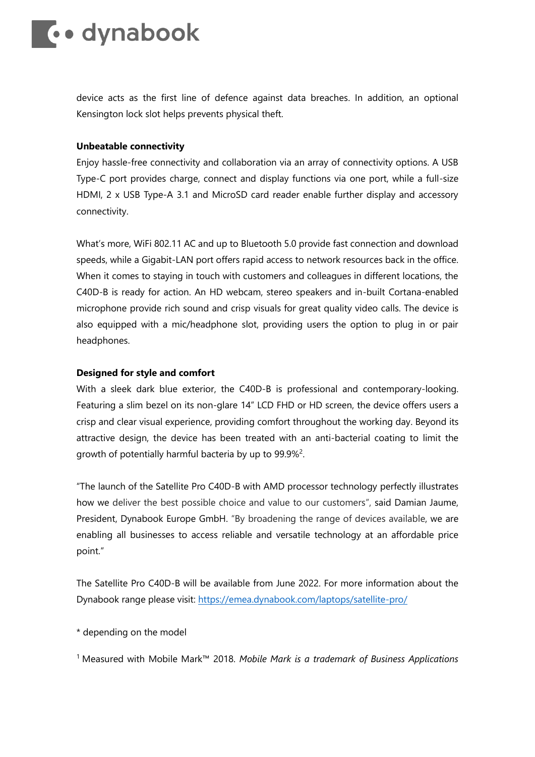device acts as the first line of defence against data breaches. In addition, an optional Kensington lock slot helps prevents physical theft.

**Unbeatable connectivity**

Enjoy hassle-free connectivity and collaboration via an array of connectivity options. A USB Type-C port provides charge, connect and display functions via one port, while a full-size HDMI, 2 x USB Type-A 3.1 and MicroSD card reader enable further display and accessory connectivity.

What's more, WiFi 802.11 AC and up to Bluetooth 5.0 provide fast connection and download speeds, while a Gigabit-LAN port offers rapid access to network resources back in the office. When it comes to staying in touch with customers and colleagues in different locations, the C40D-B is ready for action. An HD webcam, stereo speakers and in-built Cortana-enabled microphone provide rich sound and crisp visuals for great quality video calls. The device is also equipped with a mic/headphone slot, providing users the option to plug in or pair headphones.

**Designed for style and comfort**

With a sleek dark blue exterior, the C40D-B is professional and contemporary-looking. Featuring a slim bezel on its non-glare 14" LCD FHD or HD screen, the device offers users a crisp and clear visual experience, providing comfort throughout the working day. Beyond its attractive design, the device has been treated with an anti-bacterial coating to limit the growth of potentially harmful bacteria by up to 99.9%[2].

"The launch of the Satellite Pro C40D-B with AMD processor technology perfectly illustrates how we deliver the best possible choice and value to our customers", said Damian Jaume, President, Dynabook Europe GmbH. "By broadening the range of devices available, we are enabling all businesses to access reliable and versatile technology at an affordable price point."

The Satellite Pro C40D-B will be available from June 2022. For more information about the Dynabook range please visit: [https://emea.dynabook.com/laptops/satellite-pro/](https://emea.dynabook.com/laptops/satellite-pro/)

* depending on the model

[1] Measured with Mobile Mark™ 2018. *Mobile Mark is a trademark of Business Applications*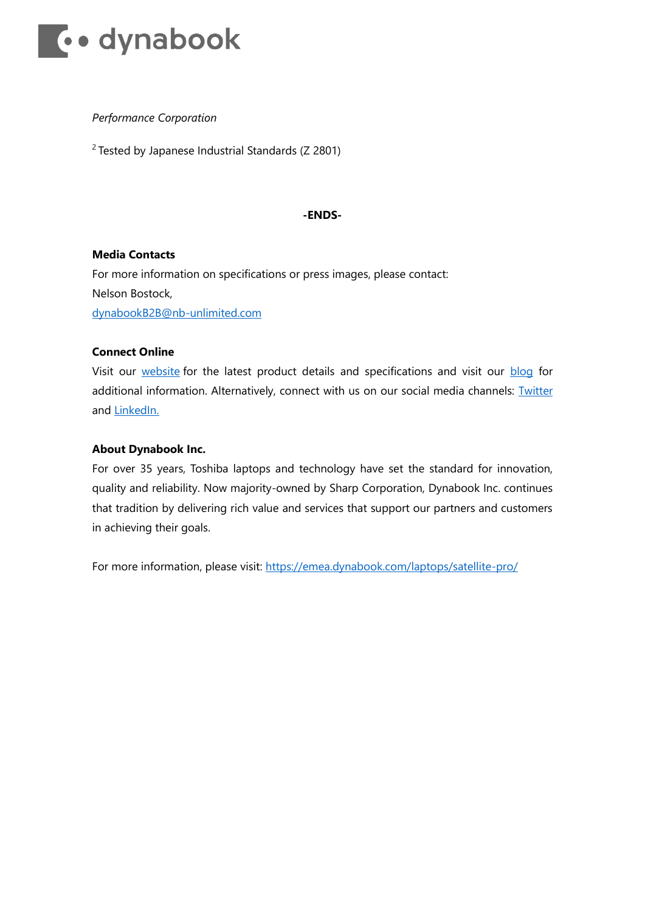*Performance Corporation*

[2] Tested by Japanese Industrial Standards (Z 2801)

**-ENDS-**

**Media Contacts**

For more information on specifications or press images, please contact:
Nelson Bostock,
dynabookB2B@nb-unlimited.com

**Connect Online**

Visit our website for the latest product details and specifications and visit our blog for additional information. Alternatively, connect with us on our social media channels: Twitter and LinkedIn.

**About Dynabook Inc.**

For over 35 years, Toshiba laptops and technology have set the standard for innovation, quality and reliability. Now majority-owned by Sharp Corporation, Dynabook Inc. continues that tradition by delivering rich value and services that support our partners and customers in achieving their goals.

For more information, please visit: https://emea.dynabook.com/laptops/satellite-pro/